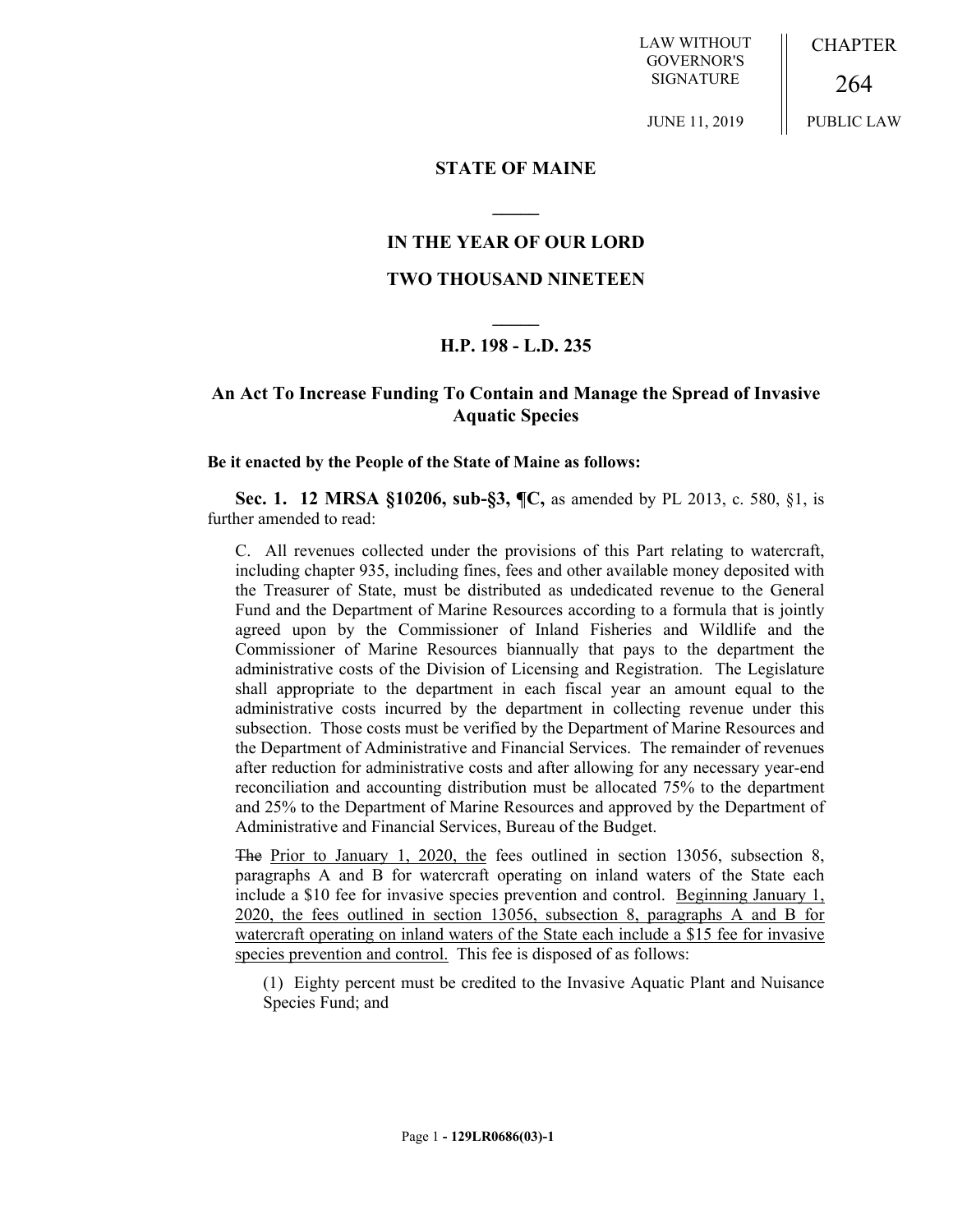LAW WITHOUT GOVERNOR'S SIGNATURE

JUNE 11, 2019

CHAPTER

264

PUBLIC LAW

# STATE OF MAINE

## IN THE YEAR OF OUR LORD

## TWO THOUSAND NINETEEN

## H.P. 198 - L.D. 235

## An Act To Increase Funding To Contain and Manage the Spread of Invasive Aquatic Species

**Be it enacted by the People of the State of Maine as follows:**

**Sec. 1. 12 MRSA §10206, sub-§3, ¶C,** as amended by PL 2013, c. 580, §1, is further amended to read:

C. All revenues collected under the provisions of this Part relating to watercraft, including chapter 935, including fines, fees and other available money deposited with the Treasurer of State, must be distributed as undedicated revenue to the General Fund and the Department of Marine Resources according to a formula that is jointly agreed upon by the Commissioner of Inland Fisheries and Wildlife and the Commissioner of Marine Resources biannually that pays to the department the administrative costs of the Division of Licensing and Registration. The Legislature shall appropriate to the department in each fiscal year an amount equal to the administrative costs incurred by the department in collecting revenue under this subsection. Those costs must be verified by the Department of Marine Resources and the Department of Administrative and Financial Services. The remainder of revenues after reduction for administrative costs and after allowing for any necessary year-end reconciliation and accounting distribution must be allocated 75% to the department and 25% to the Department of Marine Resources and approved by the Department of Administrative and Financial Services, Bureau of the Budget.

~~The~~ Prior to January 1, 2020, the fees outlined in section 13056, subsection 8, paragraphs A and B for watercraft operating on inland waters of the State each include a $10 fee for invasive species prevention and control. Beginning January 1, 2020, the fees outlined in section 13056, subsection 8, paragraphs A and B for watercraft operating on inland waters of the State each include a $15 fee for invasive species prevention and control. This fee is disposed of as follows:

(1) Eighty percent must be credited to the Invasive Aquatic Plant and Nuisance Species Fund; and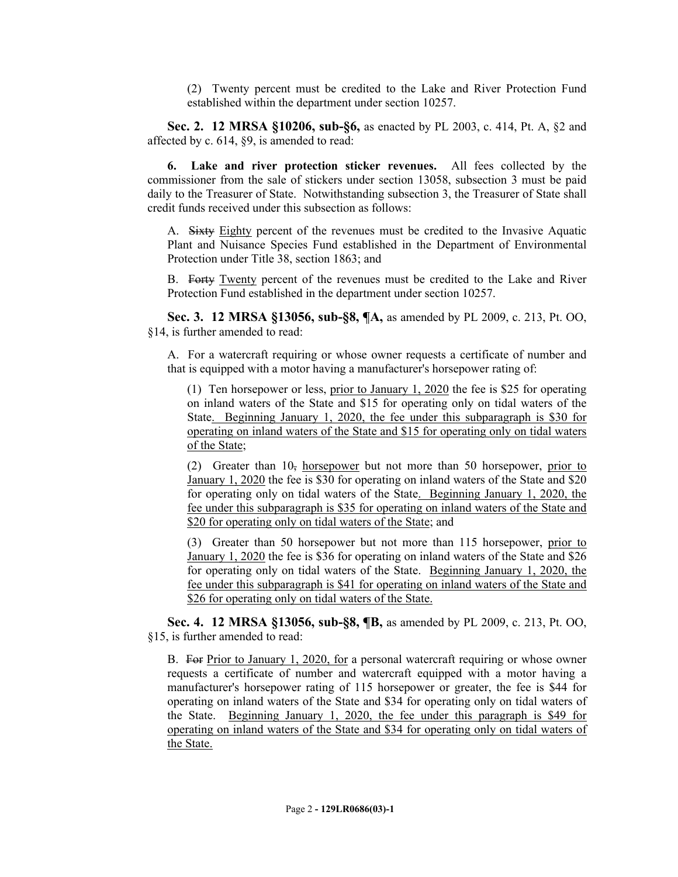(2) Twenty percent must be credited to the Lake and River Protection Fund established within the department under section 10257.

**Sec. 2. 12 MRSA §10206, sub-§6,** as enacted by PL 2003, c. 414, Pt. A, §2 and affected by c. 614, §9, is amended to read:

**6. Lake and river protection sticker revenues.** All fees collected by the commissioner from the sale of stickers under section 13058, subsection 3 must be paid daily to the Treasurer of State. Notwithstanding subsection 3, the Treasurer of State shall credit funds received under this subsection as follows:

A. ~~Sixty~~ Eighty percent of the revenues must be credited to the Invasive Aquatic Plant and Nuisance Species Fund established in the Department of Environmental Protection under Title 38, section 1863; and

B. ~~Forty~~ Twenty percent of the revenues must be credited to the Lake and River Protection Fund established in the department under section 10257.

**Sec. 3. 12 MRSA §13056, sub-§8, ¶A,** as amended by PL 2009, c. 213, Pt. OO, §14, is further amended to read:

A. For a watercraft requiring or whose owner requests a certificate of number and that is equipped with a motor having a manufacturer's horsepower rating of:

(1) Ten horsepower or less, prior to January 1, 2020 the fee is $25 for operating on inland waters of the State and $15 for operating only on tidal waters of the State. Beginning January 1, 2020, the fee under this subparagraph is $30 for operating on inland waters of the State and $15 for operating only on tidal waters of the State;

(2) Greater than 10~~,~~ horsepower but not more than 50 horsepower, prior to January 1, 2020 the fee is $30 for operating on inland waters of the State and $20 for operating only on tidal waters of the State. Beginning January 1, 2020, the fee under this subparagraph is $35 for operating on inland waters of the State and $20 for operating only on tidal waters of the State; and

(3) Greater than 50 horsepower but not more than 115 horsepower, prior to January 1, 2020 the fee is $36 for operating on inland waters of the State and $26 for operating only on tidal waters of the State. Beginning January 1, 2020, the fee under this subparagraph is $41 for operating on inland waters of the State and $26 for operating only on tidal waters of the State.

**Sec. 4. 12 MRSA §13056, sub-§8, ¶B,** as amended by PL 2009, c. 213, Pt. OO, §15, is further amended to read:

B. ~~For~~ Prior to January 1, 2020, for a personal watercraft requiring or whose owner requests a certificate of number and watercraft equipped with a motor having a manufacturer's horsepower rating of 115 horsepower or greater, the fee is $44 for operating on inland waters of the State and $34 for operating only on tidal waters of the State. Beginning January 1, 2020, the fee under this paragraph is $49 for operating on inland waters of the State and $34 for operating only on tidal waters of the State.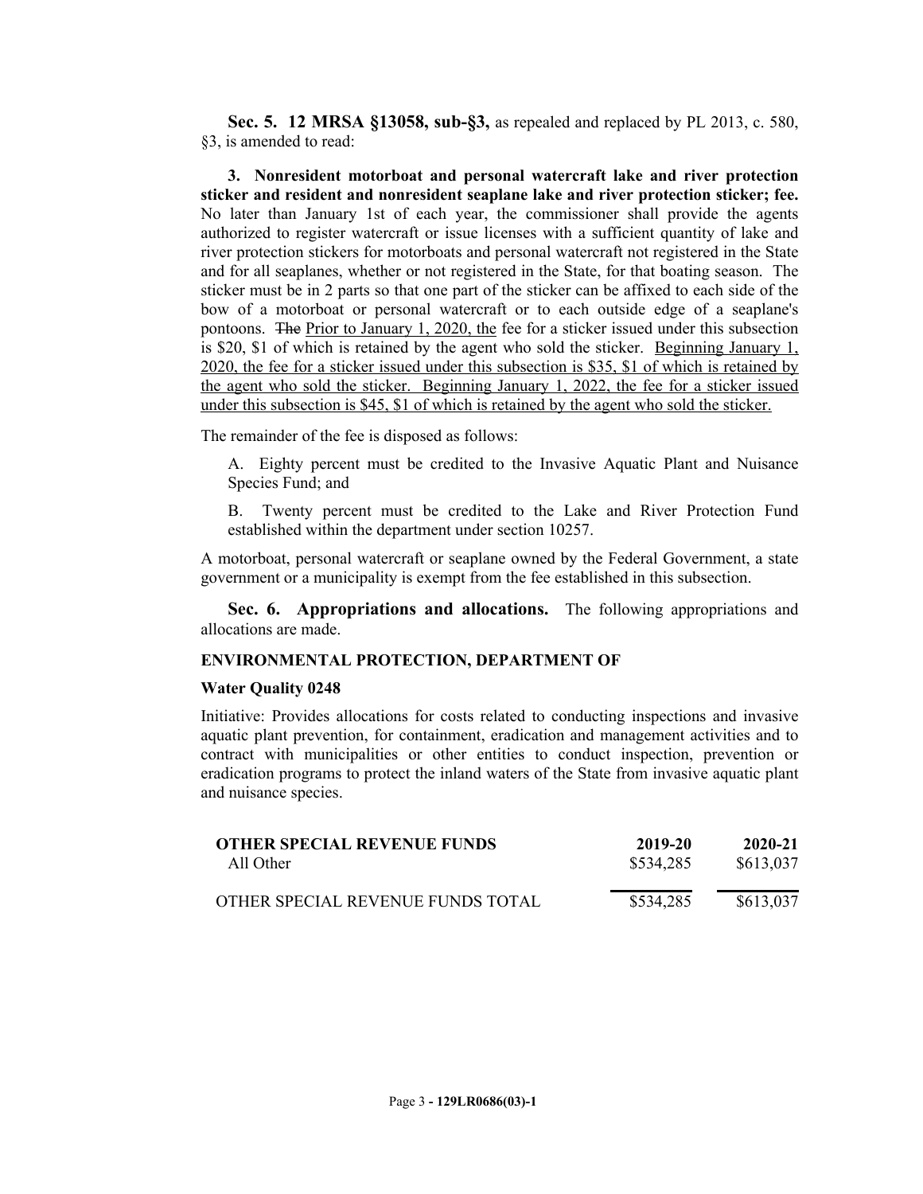**Sec. 5. 12 MRSA §13058, sub-§3,** as repealed and replaced by PL 2013, c. 580, §3, is amended to read:

**3. Nonresident motorboat and personal watercraft lake and river protection sticker and resident and nonresident seaplane lake and river protection sticker; fee.** No later than January 1st of each year, the commissioner shall provide the agents authorized to register watercraft or issue licenses with a sufficient quantity of lake and river protection stickers for motorboats and personal watercraft not registered in the State and for all seaplanes, whether or not registered in the State, for that boating season. The sticker must be in 2 parts so that one part of the sticker can be affixed to each side of the bow of a motorboat or personal watercraft or to each outside edge of a seaplane's pontoons. ~~The~~ Prior to January 1, 2020, the fee for a sticker issued under this subsection is $20, $1 of which is retained by the agent who sold the sticker. Beginning January 1, 2020, the fee for a sticker issued under this subsection is $35, $1 of which is retained by the agent who sold the sticker. Beginning January 1, 2022, the fee for a sticker issued under this subsection is $45, $1 of which is retained by the agent who sold the sticker.

The remainder of the fee is disposed as follows:

A. Eighty percent must be credited to the Invasive Aquatic Plant and Nuisance Species Fund; and

B. Twenty percent must be credited to the Lake and River Protection Fund established within the department under section 10257.

A motorboat, personal watercraft or seaplane owned by the Federal Government, a state government or a municipality is exempt from the fee established in this subsection.

**Sec. 6. Appropriations and allocations.** The following appropriations and allocations are made.

**ENVIRONMENTAL PROTECTION, DEPARTMENT OF**

**Water Quality 0248**

Initiative: Provides allocations for costs related to conducting inspections and invasive aquatic plant prevention, for containment, eradication and management activities and to contract with municipalities or other entities to conduct inspection, prevention or eradication programs to protect the inland waters of the State from invasive aquatic plant and nuisance species.

| **OTHER SPECIAL REVENUE FUNDS** | **2019-20** | **2020-21** |
| --- | --- | --- |
| All Other | $534,285 | $613,037 |
| OTHER SPECIAL REVENUE FUNDS TOTAL | $534,285 | $613,037 |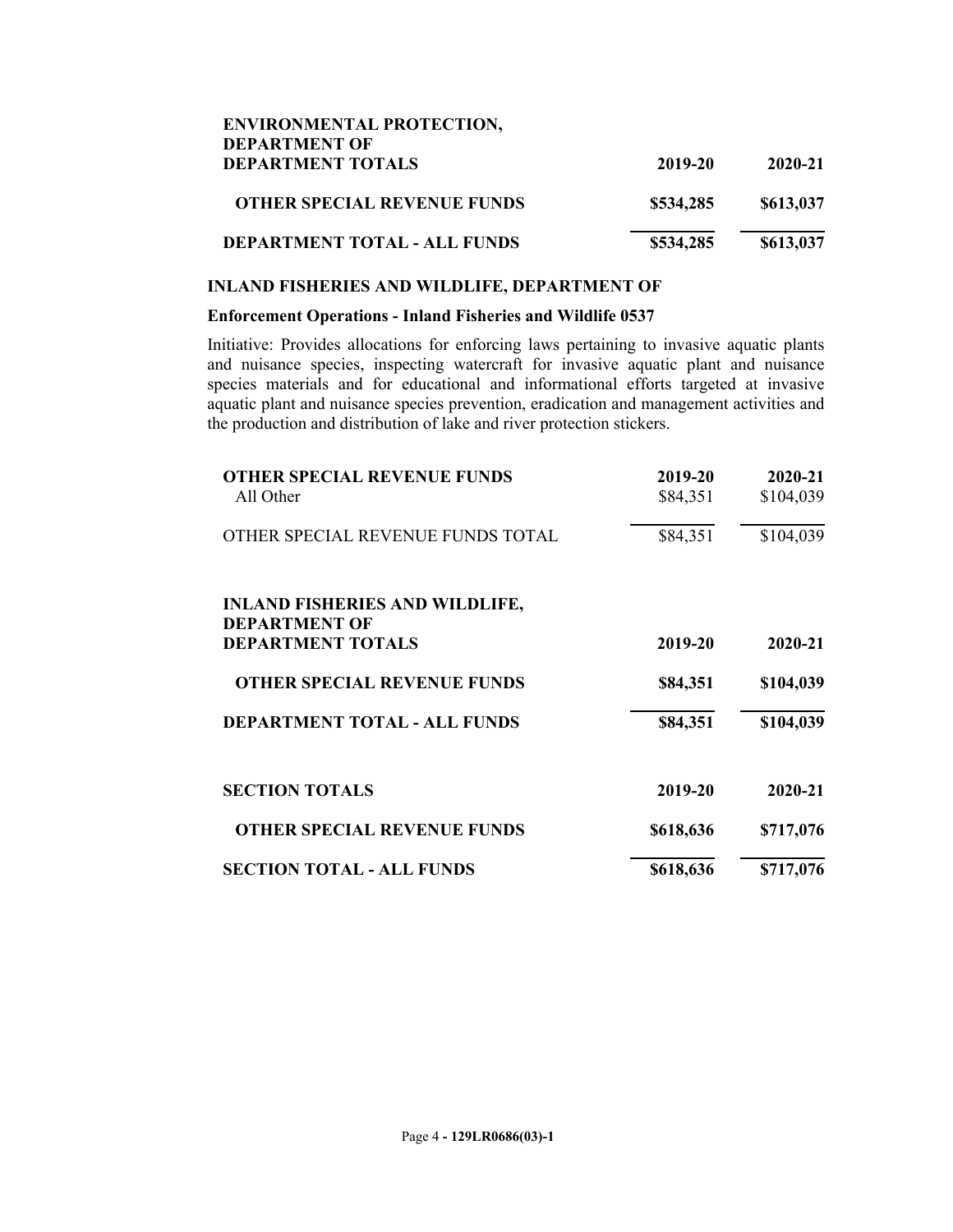| ENVIRONMENTAL PROTECTION, DEPARTMENT OF DEPARTMENT TOTALS | 2019-20 | 2020-21 |
|---|---|---|
| **OTHER SPECIAL REVENUE FUNDS** | **$534,285** | **$613,037** |
| **DEPARTMENT TOTAL - ALL FUNDS** | **$534,285** | **$613,037** |

**INLAND FISHERIES AND WILDLIFE, DEPARTMENT OF**

**Enforcement Operations - Inland Fisheries and Wildlife 0537**

Initiative: Provides allocations for enforcing laws pertaining to invasive aquatic plants and nuisance species, inspecting watercraft for invasive aquatic plant and nuisance species materials and for educational and informational efforts targeted at invasive aquatic plant and nuisance species prevention, eradication and management activities and the production and distribution of lake and river protection stickers.

| OTHER SPECIAL REVENUE FUNDS | 2019-20 | 2020-21 |
|---|---|---|
| All Other | $84,351 | $104,039 |
| OTHER SPECIAL REVENUE FUNDS TOTAL | $84,351 | $104,039 |

| INLAND FISHERIES AND WILDLIFE, DEPARTMENT OF DEPARTMENT TOTALS | 2019-20 | 2020-21 |
|---|---|---|
| **OTHER SPECIAL REVENUE FUNDS** | **$84,351** | **$104,039** |
| **DEPARTMENT TOTAL - ALL FUNDS** | **$84,351** | **$104,039** |

| SECTION TOTALS | 2019-20 | 2020-21 |
|---|---|---|
| **OTHER SPECIAL REVENUE FUNDS** | **$618,636** | **$717,076** |
| **SECTION TOTAL - ALL FUNDS** | **$618,636** | **$717,076** |